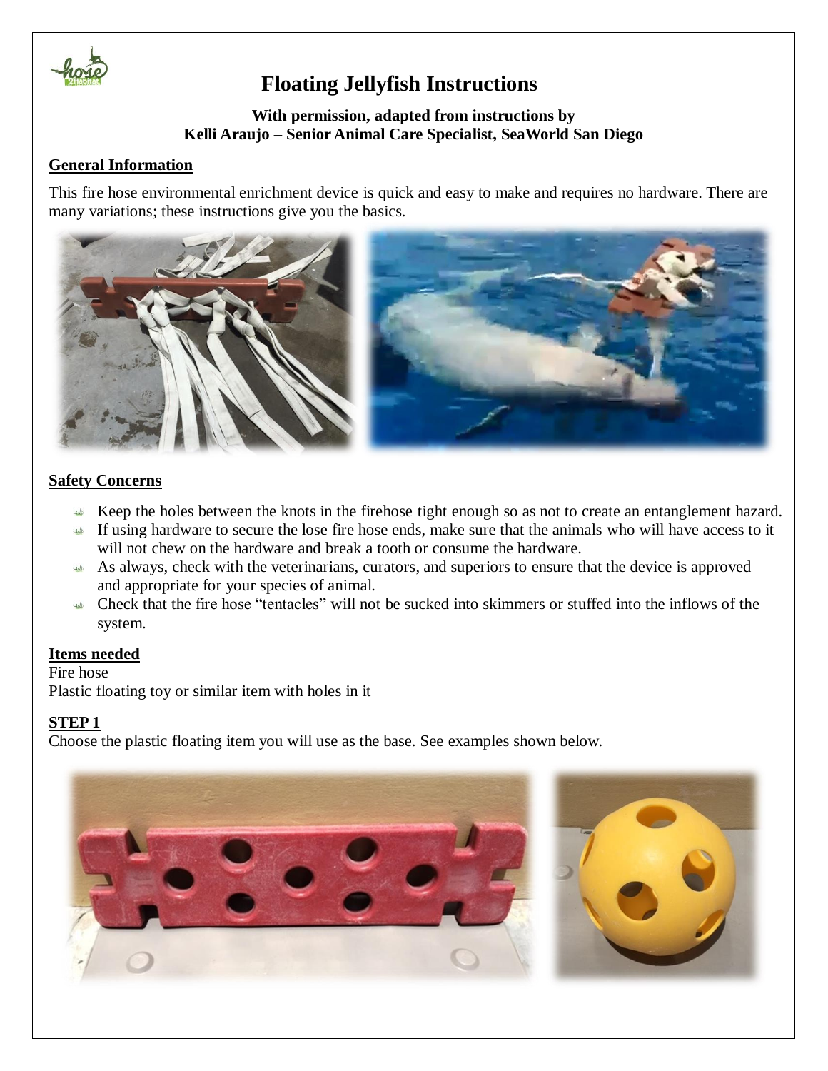# Floating Jellyfish Instructions

**With permission, adapted from instructions by**
**Kelli Araujo – Senior Animal Care Specialist, SeaWorld San Diego**

## General Information

This fire hose environmental enrichment device is quick and easy to make and requires no hardware. There are many variations; these instructions give you the basics.

## Safety Concerns

- Keep the holes between the knots in the firehose tight enough so as not to create an entanglement hazard.
- If using hardware to secure the lose fire hose ends, make sure that the animals who will have access to it will not chew on the hardware and break a tooth or consume the hardware.
- As always, check with the veterinarians, curators, and superiors to ensure that the device is approved and appropriate for your species of animal.
- Check that the fire hose "tentacles" will not be sucked into skimmers or stuffed into the inflows of the system.

## Items needed

Fire hose
Plastic floating toy or similar item with holes in it

## STEP 1

Choose the plastic floating item you will use as the base. See examples shown below.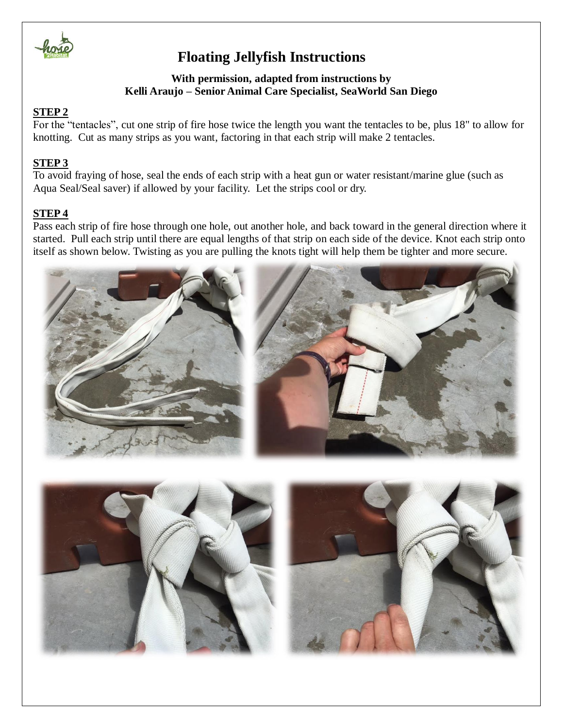# Floating Jellyfish Instructions

**With permission, adapted from instructions by Kelli Araujo – Senior Animal Care Specialist, SeaWorld San Diego**

**STEP 2**

For the "tentacles", cut one strip of fire hose twice the length you want the tentacles to be, plus 18" to allow for knotting. Cut as many strips as you want, factoring in that each strip will make 2 tentacles.

**STEP 3**

To avoid fraying of hose, seal the ends of each strip with a heat gun or water resistant/marine glue (such as Aqua Seal/Seal saver) if allowed by your facility. Let the strips cool or dry.

**STEP 4**

Pass each strip of fire hose through one hole, out another hole, and back toward in the general direction where it started. Pull each strip until there are equal lengths of that strip on each side of the device. Knot each strip onto itself as shown below. Twisting as you are pulling the knots tight will help them be tighter and more secure.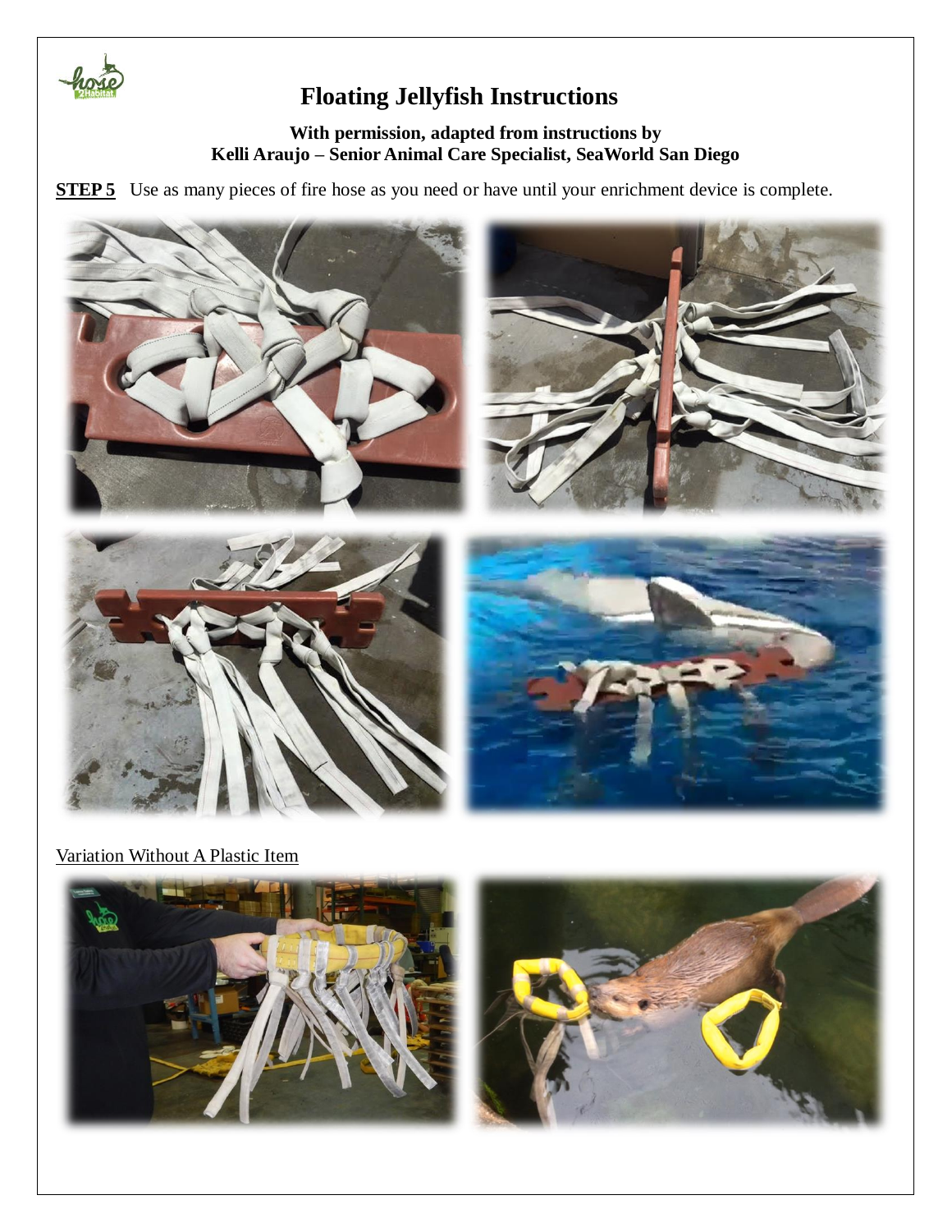# Floating Jellyfish Instructions

**With permission, adapted from instructions by**
**Kelli Araujo – Senior Animal Care Specialist, SeaWorld San Diego**

**STEP 5** Use as many pieces of fire hose as you need or have until your enrichment device is complete.

Variation Without A Plastic Item